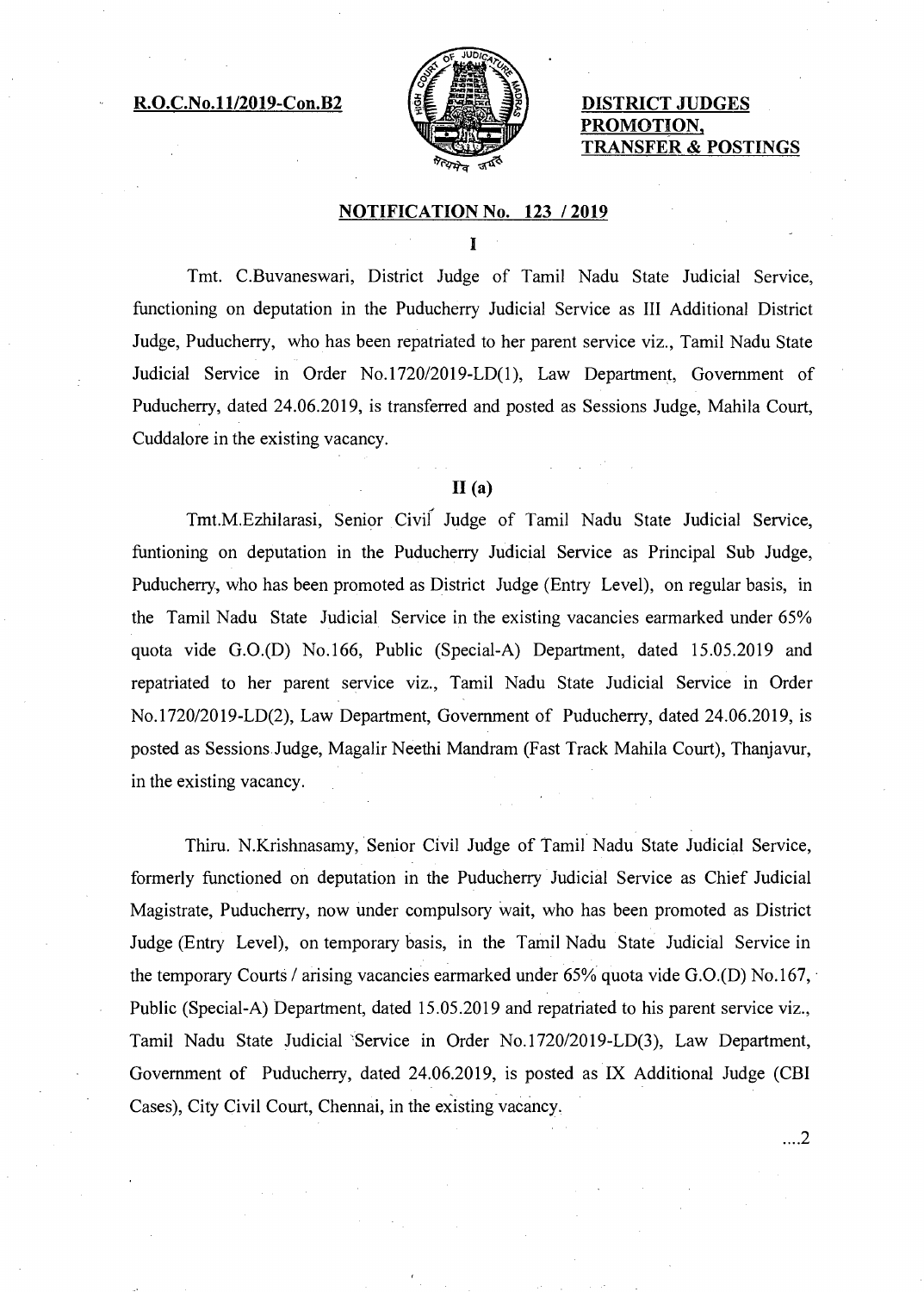**R.O.C.No.11/2019-Con.B2**

**DISTRICT JUDGES PROMOTION, TRANSFER & POSTINGS**

## NOTIFICATION No. 123 / 2019

### I

Tmt. C.Buvaneswari, District Judge of Tamil Nadu State Judicial Service, functioning on deputation in the Puducherry Judicial Service as III Additional District Judge, Puducherry, who has been repatriated to her parent service viz., Tamil Nadu State Judicial Service in Order No.1720/2019-LD(1), Law Department, Government of Puducherry, dated 24.06.2019, is transferred and posted as Sessions Judge, Mahila Court, Cuddalore in the existing vacancy.

### II (a)

Tmt.M.Ezhilarasi, Senior Civil Judge of Tamil Nadu State Judicial Service, funtioning on deputation in the Puducherry Judicial Service as Principal Sub Judge, Puducherry, who has been promoted as District Judge (Entry Level), on regular basis, in the Tamil Nadu State Judicial Service in the existing vacancies earmarked under 65% quota vide G.O.(D) No.166, Public (Special-A) Department, dated 15.05.2019 and repatriated to her parent service viz., Tamil Nadu State Judicial Service in Order No.1720/2019-LD(2), Law Department, Government of Puducherry, dated 24.06.2019, is posted as Sessions Judge, Magalir Neethi Mandram (Fast Track Mahila Court), Thanjavur, in the existing vacancy.

Thiru. N.Krishnasamy, Senior Civil Judge of Tamil Nadu State Judicial Service, formerly functioned on deputation in the Puducherry Judicial Service as Chief Judicial Magistrate, Puducherry, now under compulsory wait, who has been promoted as District Judge (Entry Level), on temporary basis, in the Tamil Nadu State Judicial Service in the temporary Courts / arising vacancies earmarked under 65% quota vide G.O.(D) No.167, Public (Special-A) Department, dated 15.05.2019 and repatriated to his parent service viz., Tamil Nadu State Judicial Service in Order No.1720/2019-LD(3), Law Department, Government of Puducherry, dated 24.06.2019, is posted as IX Additional Judge (CBI Cases), City Civil Court, Chennai, in the existing vacancy.

....2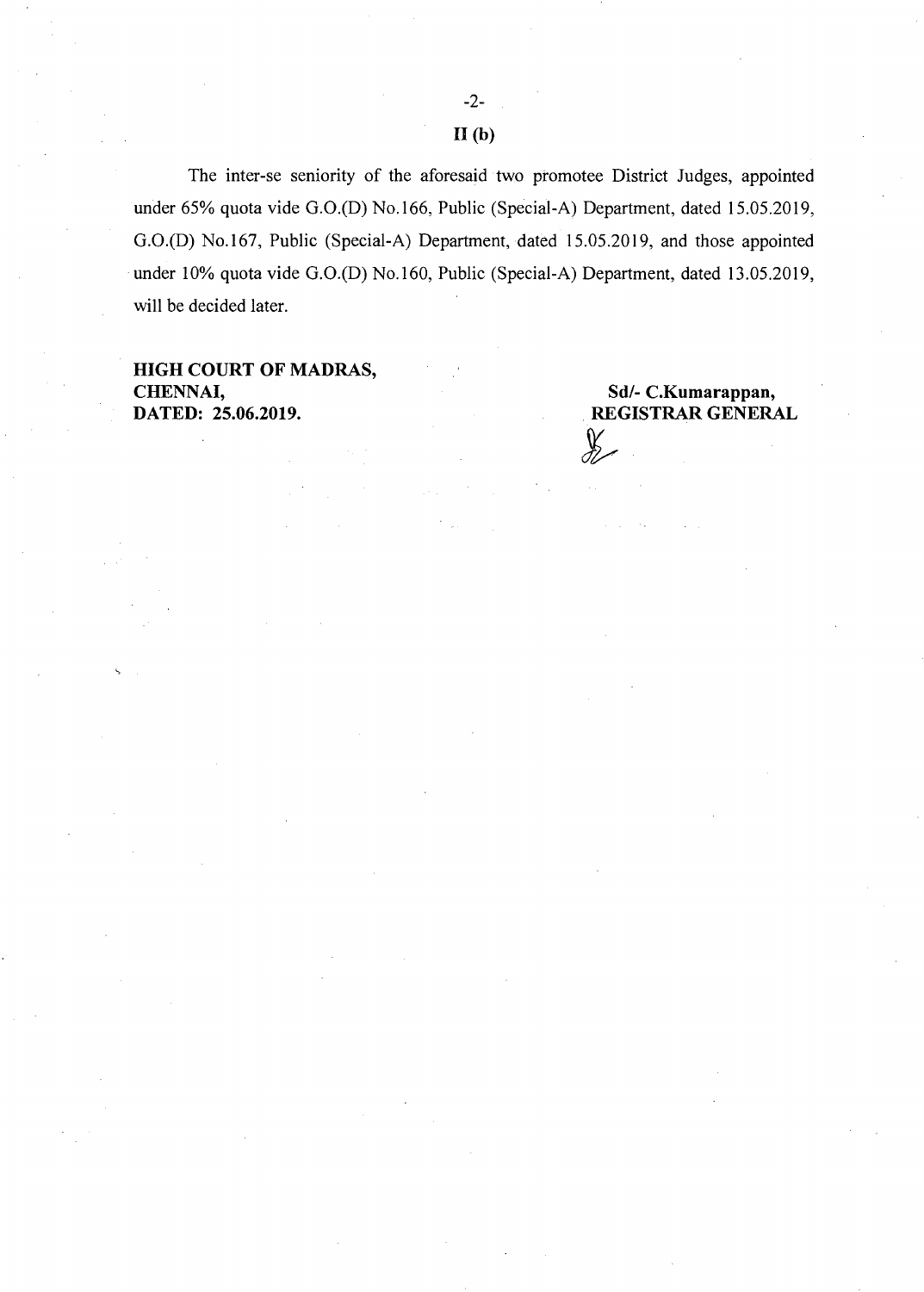## II (b)

The inter-se seniority of the aforesaid two promotee District Judges, appointed under 65% quota vide G.O.(D) No.166, Public (Special-A) Department, dated 15.05.2019, G.O.(D) No.167, Public (Special-A) Department, dated 15.05.2019, and those appointed under 10% quota vide G.O.(D) No.160, Public (Special-A) Department, dated 13.05.2019, will be decided later.

**HIGH COURT OF MADRAS,**
**CHENNAI,**
**DATED: 25.06.2019.**

**Sd/- C.Kumarappan,**
**REGISTRAR GENERAL**